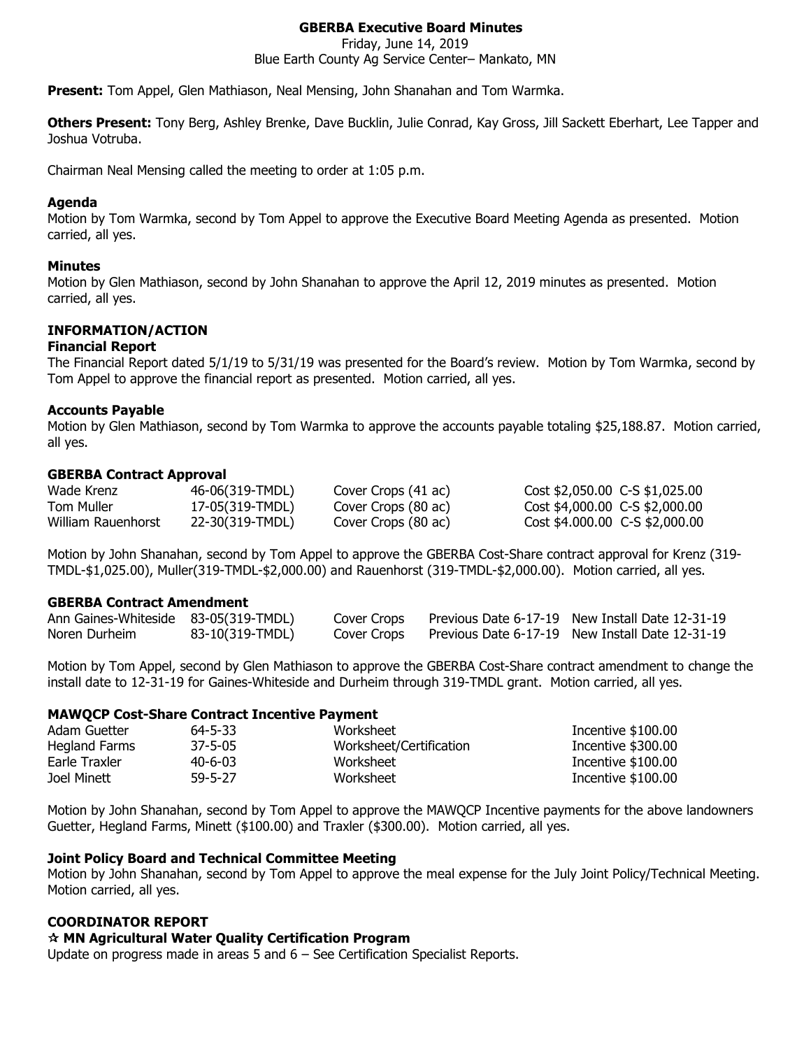# GBERBA Executive Board Minutes

Friday, June 14, 2019
Blue Earth County Ag Service Center– Mankato, MN

**Present:** Tom Appel, Glen Mathiason, Neal Mensing, John Shanahan and Tom Warmka.

**Others Present:** Tony Berg, Ashley Brenke, Dave Bucklin, Julie Conrad, Kay Gross, Jill Sackett Eberhart, Lee Tapper and Joshua Votruba.

Chairman Neal Mensing called the meeting to order at 1:05 p.m.

### Agenda

Motion by Tom Warmka, second by Tom Appel to approve the Executive Board Meeting Agenda as presented. Motion carried, all yes.

### Minutes

Motion by Glen Mathiason, second by John Shanahan to approve the April 12, 2019 minutes as presented. Motion carried, all yes.

## INFORMATION/ACTION

### Financial Report

The Financial Report dated 5/1/19 to 5/31/19 was presented for the Board's review. Motion by Tom Warmka, second by Tom Appel to approve the financial report as presented. Motion carried, all yes.

### Accounts Payable

Motion by Glen Mathiason, second by Tom Warmka to approve the accounts payable totaling $25,188.87. Motion carried, all yes.

### GBERBA Contract Approval

| | | | |
|---|---|---|---|
| Wade Krenz | 46-06(319-TMDL) | Cover Crops (41 ac) | Cost $2,050.00 C-S $1,025.00 |
| Tom Muller | 17-05(319-TMDL) | Cover Crops (80 ac) | Cost $4,000.00 C-S $2,000.00 |
| William Rauenhorst | 22-30(319-TMDL) | Cover Crops (80 ac) | Cost $4.000.00 C-S $2,000.00 |

Motion by John Shanahan, second by Tom Appel to approve the GBERBA Cost-Share contract approval for Krenz (319-TMDL-$1,025.00), Muller(319-TMDL-$2,000.00) and Rauenhorst (319-TMDL-$2,000.00). Motion carried, all yes.

### GBERBA Contract Amendment

| | | | | |
|---|---|---|---|---|
| Ann Gaines-Whiteside | 83-05(319-TMDL) | Cover Crops | Previous Date 6-17-19 | New Install Date 12-31-19 |
| Noren Durheim | 83-10(319-TMDL) | Cover Crops | Previous Date 6-17-19 | New Install Date 12-31-19 |

Motion by Tom Appel, second by Glen Mathiason to approve the GBERBA Cost-Share contract amendment to change the install date to 12-31-19 for Gaines-Whiteside and Durheim through 319-TMDL grant. Motion carried, all yes.

### MAWQCP Cost-Share Contract Incentive Payment

| | | | |
|---|---|---|---|
| Adam Guetter | 64-5-33 | Worksheet | Incentive $100.00 |
| Hegland Farms | 37-5-05 | Worksheet/Certification | Incentive $300.00 |
| Earle Traxler | 40-6-03 | Worksheet | Incentive $100.00 |
| Joel Minett | 59-5-27 | Worksheet | Incentive $100.00 |

Motion by John Shanahan, second by Tom Appel to approve the MAWQCP Incentive payments for the above landowners Guetter, Hegland Farms, Minett ($100.00) and Traxler ($300.00). Motion carried, all yes.

### Joint Policy Board and Technical Committee Meeting

Motion by John Shanahan, second by Tom Appel to approve the meal expense for the July Joint Policy/Technical Meeting. Motion carried, all yes.

## COORDINATOR REPORT

### ☆ MN Agricultural Water Quality Certification Program

Update on progress made in areas 5 and 6 – See Certification Specialist Reports.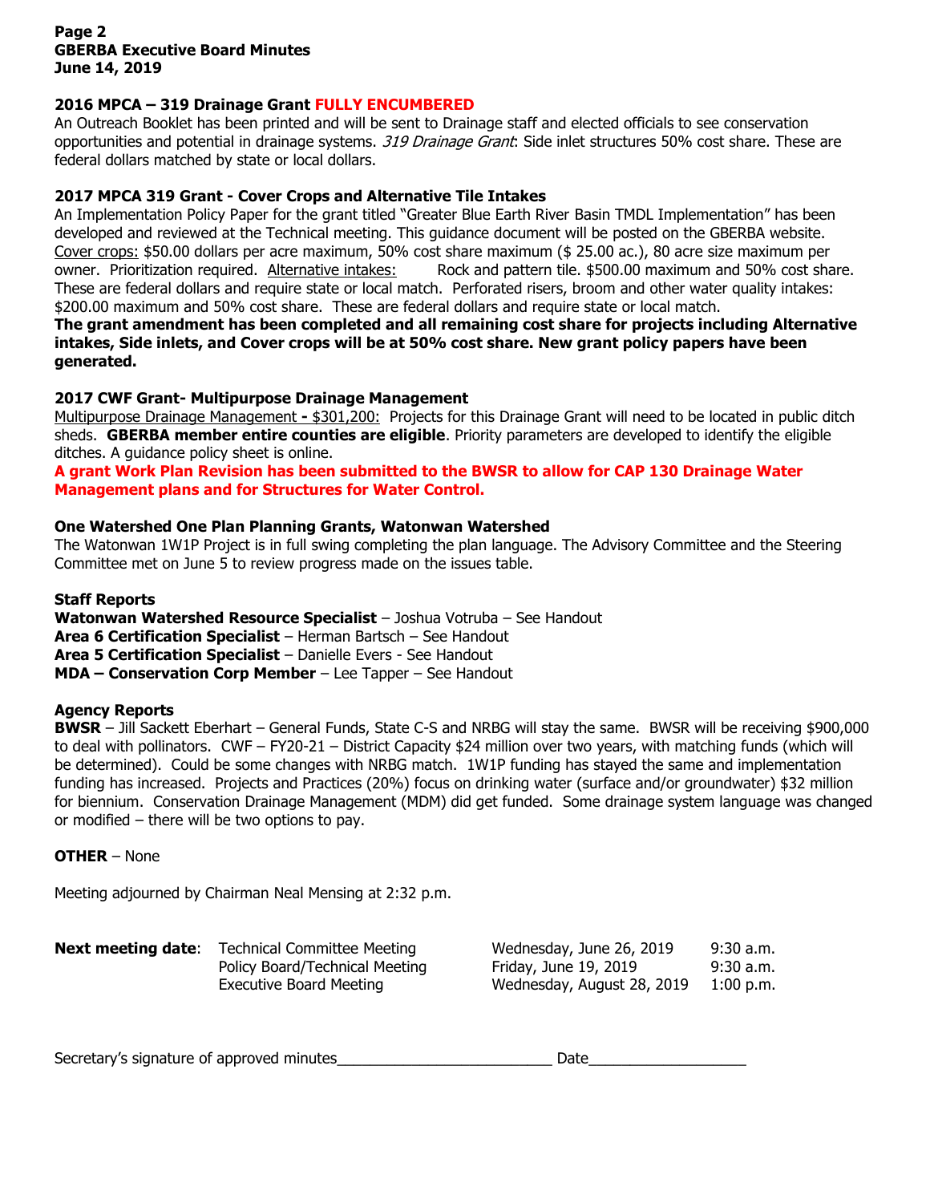**GBERBA Executive Board Minutes**
**June 14, 2019**

### 2016 MPCA – 319 Drainage Grant FULLY ENCUMBERED

An Outreach Booklet has been printed and will be sent to Drainage staff and elected officials to see conservation opportunities and potential in drainage systems. *319 Drainage Grant*: Side inlet structures 50% cost share. These are federal dollars matched by state or local dollars.

### 2017 MPCA 319 Grant - Cover Crops and Alternative Tile Intakes

An Implementation Policy Paper for the grant titled "Greater Blue Earth River Basin TMDL Implementation" has been developed and reviewed at the Technical meeting. This guidance document will be posted on the GBERBA website. Cover crops: $50.00 dollars per acre maximum, 50% cost share maximum ($ 25.00 ac.), 80 acre size maximum per owner. Prioritization required. Alternative intakes: Rock and pattern tile. $500.00 maximum and 50% cost share. These are federal dollars and require state or local match. Perforated risers, broom and other water quality intakes: $200.00 maximum and 50% cost share. These are federal dollars and require state or local match.

**The grant amendment has been completed and all remaining cost share for projects including Alternative intakes, Side inlets, and Cover crops will be at 50% cost share. New grant policy papers have been generated.**

### 2017 CWF Grant- Multipurpose Drainage Management

Multipurpose Drainage Management - $301,200: Projects for this Drainage Grant will need to be located in public ditch sheds. **GBERBA member entire counties are eligible**. Priority parameters are developed to identify the eligible ditches. A guidance policy sheet is online.

**A grant Work Plan Revision has been submitted to the BWSR to allow for CAP 130 Drainage Water Management plans and for Structures for Water Control.**

### One Watershed One Plan Planning Grants, Watonwan Watershed

The Watonwan 1W1P Project is in full swing completing the plan language. The Advisory Committee and the Steering Committee met on June 5 to review progress made on the issues table.

### Staff Reports

**Watonwan Watershed Resource Specialist** – Joshua Votruba – See Handout
**Area 6 Certification Specialist** – Herman Bartsch – See Handout
**Area 5 Certification Specialist** – Danielle Evers - See Handout
**MDA – Conservation Corp Member** – Lee Tapper – See Handout

### Agency Reports

**BWSR** – Jill Sackett Eberhart – General Funds, State C-S and NRBG will stay the same. BWSR will be receiving $900,000 to deal with pollinators. CWF – FY20-21 – District Capacity $24 million over two years, with matching funds (which will be determined). Could be some changes with NRBG match. 1W1P funding has stayed the same and implementation funding has increased. Projects and Practices (20%) focus on drinking water (surface and/or groundwater) $32 million for biennium. Conservation Drainage Management (MDM) did get funded. Some drainage system language was changed or modified – there will be two options to pay.

**OTHER** – None

Meeting adjourned by Chairman Neal Mensing at 2:32 p.m.

| | | | |
|---|---|---|---|
| **Next meeting date**: | Technical Committee Meeting | Wednesday, June 26, 2019 | 9:30 a.m. |
| | Policy Board/Technical Meeting | Friday, June 19, 2019 | 9:30 a.m. |
| | Executive Board Meeting | Wednesday, August 28, 2019 | 1:00 p.m. |

Secretary's signature of approved minutes_________________________ Date___________________